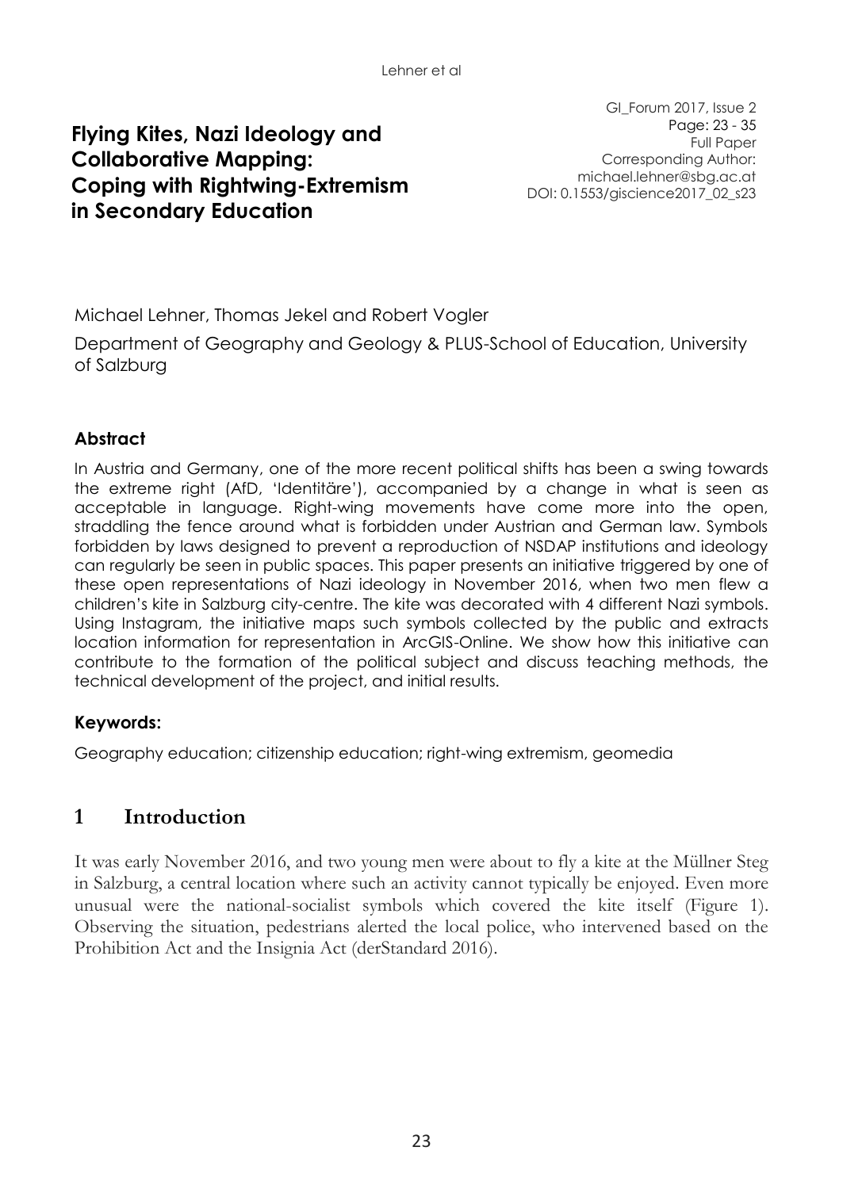# Flying Kites, Nazi Ideology and Collaborative Mapping: Coping with Rightwing-Extremism in Secondary Education

GI_Forum 2017, Issue 2
Page: 23 - 35
Full Paper
Corresponding Author:
michael.lehner@sbg.ac.at
DOI: 0.1553/giscience2017_02_s23

Michael Lehner, Thomas Jekel and Robert Vogler

Department of Geography and Geology & PLUS-School of Education, University of Salzburg

### Abstract

In Austria and Germany, one of the more recent political shifts has been a swing towards the extreme right (AfD, 'Identitäre'), accompanied by a change in what is seen as acceptable in language. Right-wing movements have come more into the open, straddling the fence around what is forbidden under Austrian and German law. Symbols forbidden by laws designed to prevent a reproduction of NSDAP institutions and ideology can regularly be seen in public spaces. This paper presents an initiative triggered by one of these open representations of Nazi ideology in November 2016, when two men flew a children's kite in Salzburg city-centre. The kite was decorated with 4 different Nazi symbols. Using Instagram, the initiative maps such symbols collected by the public and extracts location information for representation in ArcGIS-Online. We show how this initiative can contribute to the formation of the political subject and discuss teaching methods, the technical development of the project, and initial results.

### Keywords:

Geography education; citizenship education; right-wing extremism, geomedia

## 1 Introduction

It was early November 2016, and two young men were about to fly a kite at the Müllner Steg in Salzburg, a central location where such an activity cannot typically be enjoyed. Even more unusual were the national-socialist symbols which covered the kite itself (Figure 1). Observing the situation, pedestrians alerted the local police, who intervened based on the Prohibition Act and the Insignia Act (derStandard 2016).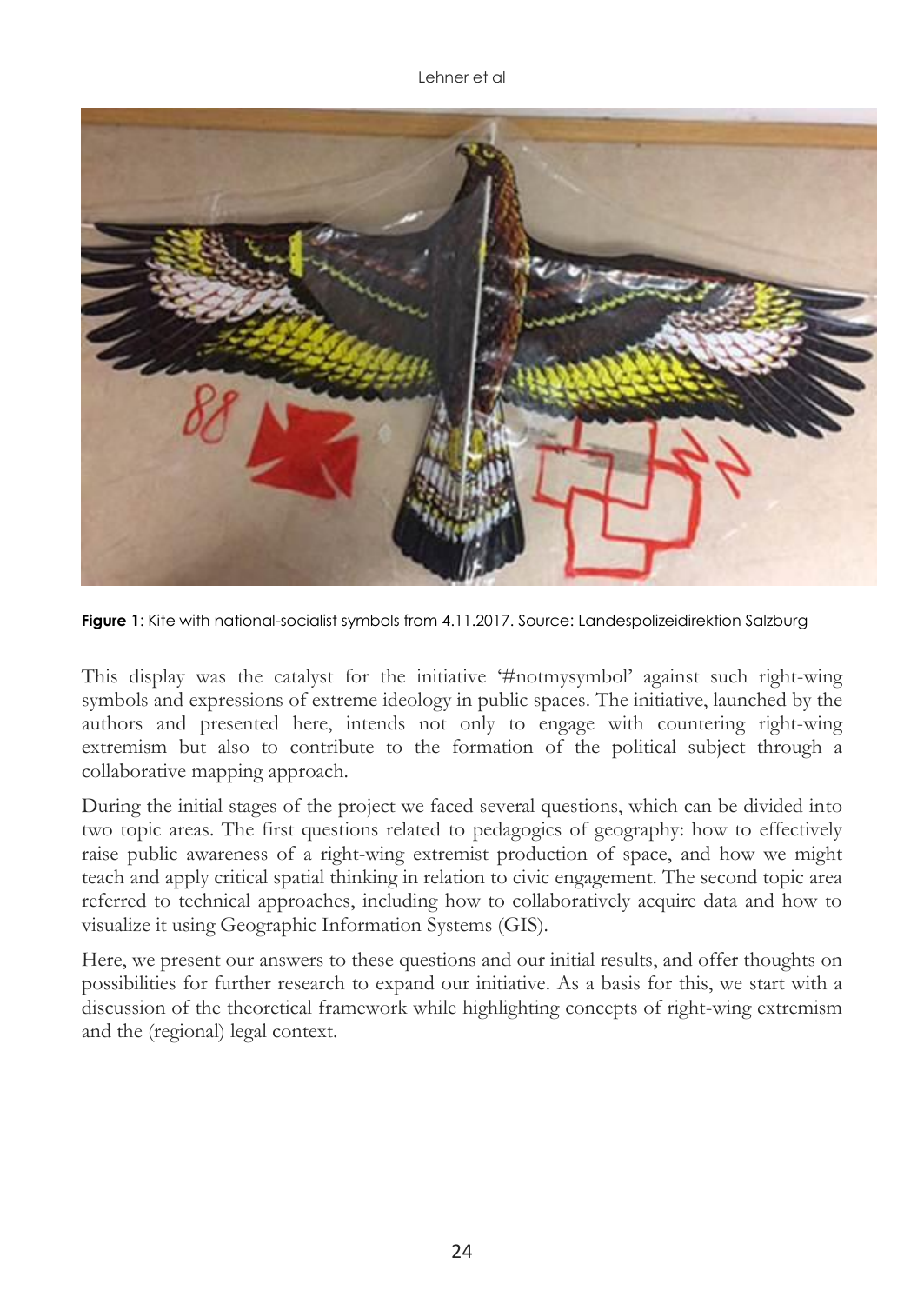**Figure 1**: Kite with national-socialist symbols from 4.11.2017. Source: Landespolizeidirektion Salzburg

This display was the catalyst for the initiative '#notmysymbol' against such right-wing symbols and expressions of extreme ideology in public spaces. The initiative, launched by the authors and presented here, intends not only to engage with countering right-wing extremism but also to contribute to the formation of the political subject through a collaborative mapping approach.

During the initial stages of the project we faced several questions, which can be divided into two topic areas. The first questions related to pedagogics of geography: how to effectively raise public awareness of a right-wing extremist production of space, and how we might teach and apply critical spatial thinking in relation to civic engagement. The second topic area referred to technical approaches, including how to collaboratively acquire data and how to visualize it using Geographic Information Systems (GIS).

Here, we present our answers to these questions and our initial results, and offer thoughts on possibilities for further research to expand our initiative. As a basis for this, we start with a discussion of the theoretical framework while highlighting concepts of right-wing extremism and the (regional) legal context.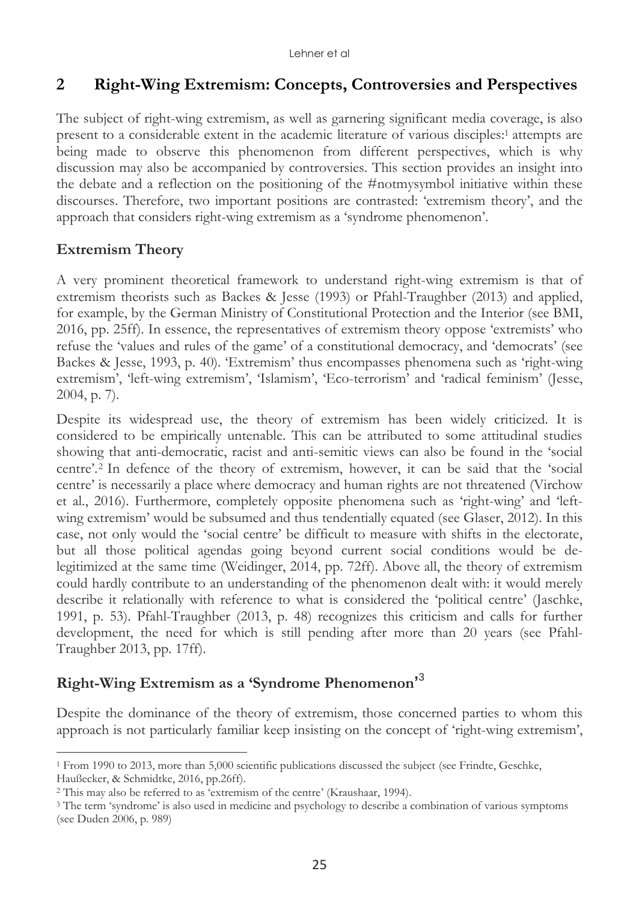## 2 Right-Wing Extremism: Concepts, Controversies and Perspectives

The subject of right-wing extremism, as well as garnering significant media coverage, is also present to a considerable extent in the academic literature of various disciples:[1] attempts are being made to observe this phenomenon from different perspectives, which is why discussion may also be accompanied by controversies. This section provides an insight into the debate and a reflection on the positioning of the #notmysymbol initiative within these discourses. Therefore, two important positions are contrasted: 'extremism theory', and the approach that considers right-wing extremism as a 'syndrome phenomenon'.

### Extremism Theory

A very prominent theoretical framework to understand right-wing extremism is that of extremism theorists such as Backes & Jesse (1993) or Pfahl-Traughber (2013) and applied, for example, by the German Ministry of Constitutional Protection and the Interior (see BMI, 2016, pp. 25ff). In essence, the representatives of extremism theory oppose 'extremists' who refuse the 'values and rules of the game' of a constitutional democracy, and 'democrats' (see Backes & Jesse, 1993, p. 40). 'Extremism' thus encompasses phenomena such as 'right-wing extremism', 'left-wing extremism', 'Islamism', 'Eco-terrorism' and 'radical feminism' (Jesse, 2004, p. 7).

Despite its widespread use, the theory of extremism has been widely criticized. It is considered to be empirically untenable. This can be attributed to some attitudinal studies showing that anti-democratic, racist and anti-semitic views can also be found in the 'social centre'.[2] In defence of the theory of extremism, however, it can be said that the 'social centre' is necessarily a place where democracy and human rights are not threatened (Virchow et al., 2016). Furthermore, completely opposite phenomena such as 'right-wing' and 'left-wing extremism' would be subsumed and thus tendentially equated (see Glaser, 2012). In this case, not only would the 'social centre' be difficult to measure with shifts in the electorate, but all those political agendas going beyond current social conditions would be de-legitimized at the same time (Weidinger, 2014, pp. 72ff). Above all, the theory of extremism could hardly contribute to an understanding of the phenomenon dealt with: it would merely describe it relationally with reference to what is considered the 'political centre' (Jaschke, 1991, p. 53). Pfahl-Traughber (2013, p. 48) recognizes this criticism and calls for further development, the need for which is still pending after more than 20 years (see Pfahl-Traughber 2013, pp. 17ff).

### Right-Wing Extremism as a 'Syndrome Phenomenon'[3]

Despite the dominance of the theory of extremism, those concerned parties to whom this approach is not particularly familiar keep insisting on the concept of 'right-wing extremism',

---

[1] From 1990 to 2013, more than 5,000 scientific publications discussed the subject (see Frindte, Geschke, Haußecker, & Schmidtke, 2016, pp.26ff).

[2] This may also be referred to as 'extremism of the centre' (Kraushaar, 1994).

[3] The term 'syndrome' is also used in medicine and psychology to describe a combination of various symptoms (see Duden 2006, p. 989)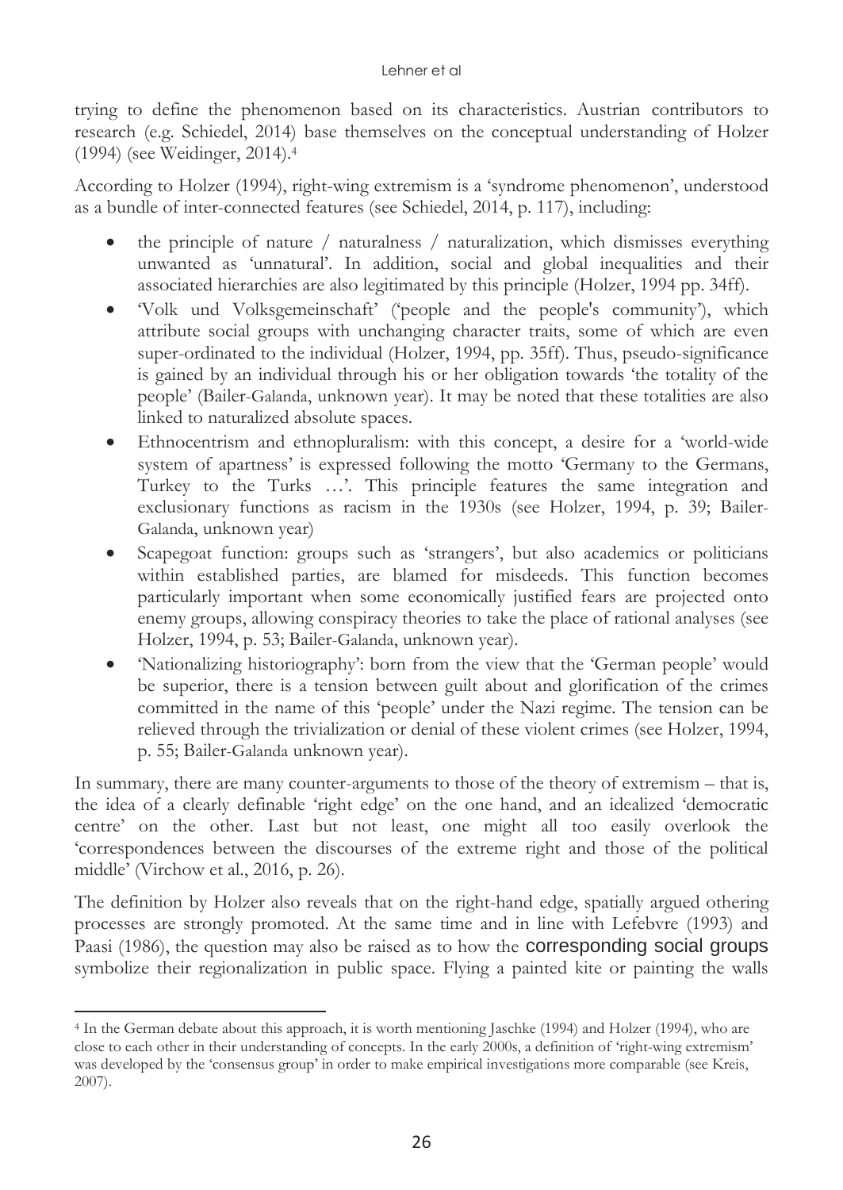trying to define the phenomenon based on its characteristics. Austrian contributors to research (e.g. Schiedel, 2014) base themselves on the conceptual understanding of Holzer (1994) (see Weidinger, 2014).[4]

According to Holzer (1994), right-wing extremism is a 'syndrome phenomenon', understood as a bundle of inter-connected features (see Schiedel, 2014, p. 117), including:

- the principle of nature / naturalness / naturalization, which dismisses everything unwanted as 'unnatural'. In addition, social and global inequalities and their associated hierarchies are also legitimated by this principle (Holzer, 1994 pp. 34ff).
- 'Volk und Volksgemeinschaft' ('people and the people's community'), which attribute social groups with unchanging character traits, some of which are even super-ordinated to the individual (Holzer, 1994, pp. 35ff). Thus, pseudo-significance is gained by an individual through his or her obligation towards 'the totality of the people' (Bailer-Galanda, unknown year). It may be noted that these totalities are also linked to naturalized absolute spaces.
- Ethnocentrism and ethnopluralism: with this concept, a desire for a 'world-wide system of apartness' is expressed following the motto 'Germany to the Germans, Turkey to the Turks …'. This principle features the same integration and exclusionary functions as racism in the 1930s (see Holzer, 1994, p. 39; Bailer-Galanda, unknown year)
- Scapegoat function: groups such as 'strangers', but also academics or politicians within established parties, are blamed for misdeeds. This function becomes particularly important when some economically justified fears are projected onto enemy groups, allowing conspiracy theories to take the place of rational analyses (see Holzer, 1994, p. 53; Bailer-Galanda, unknown year).
- 'Nationalizing historiography': born from the view that the 'German people' would be superior, there is a tension between guilt about and glorification of the crimes committed in the name of this 'people' under the Nazi regime. The tension can be relieved through the trivialization or denial of these violent crimes (see Holzer, 1994, p. 55; Bailer-Galanda unknown year).

In summary, there are many counter-arguments to those of the theory of extremism – that is, the idea of a clearly definable 'right edge' on the one hand, and an idealized 'democratic centre' on the other. Last but not least, one might all too easily overlook the 'correspondences between the discourses of the extreme right and those of the political middle' (Virchow et al., 2016, p. 26).

The definition by Holzer also reveals that on the right-hand edge, spatially argued othering processes are strongly promoted. At the same time and in line with Lefebvre (1993) and Paasi (1986), the question may also be raised as to how the corresponding social groups symbolize their regionalization in public space. Flying a painted kite or painting the walls

[4] In the German debate about this approach, it is worth mentioning Jaschke (1994) and Holzer (1994), who are close to each other in their understanding of concepts. In the early 2000s, a definition of 'right-wing extremism' was developed by the 'consensus group' in order to make empirical investigations more comparable (see Kreis, 2007).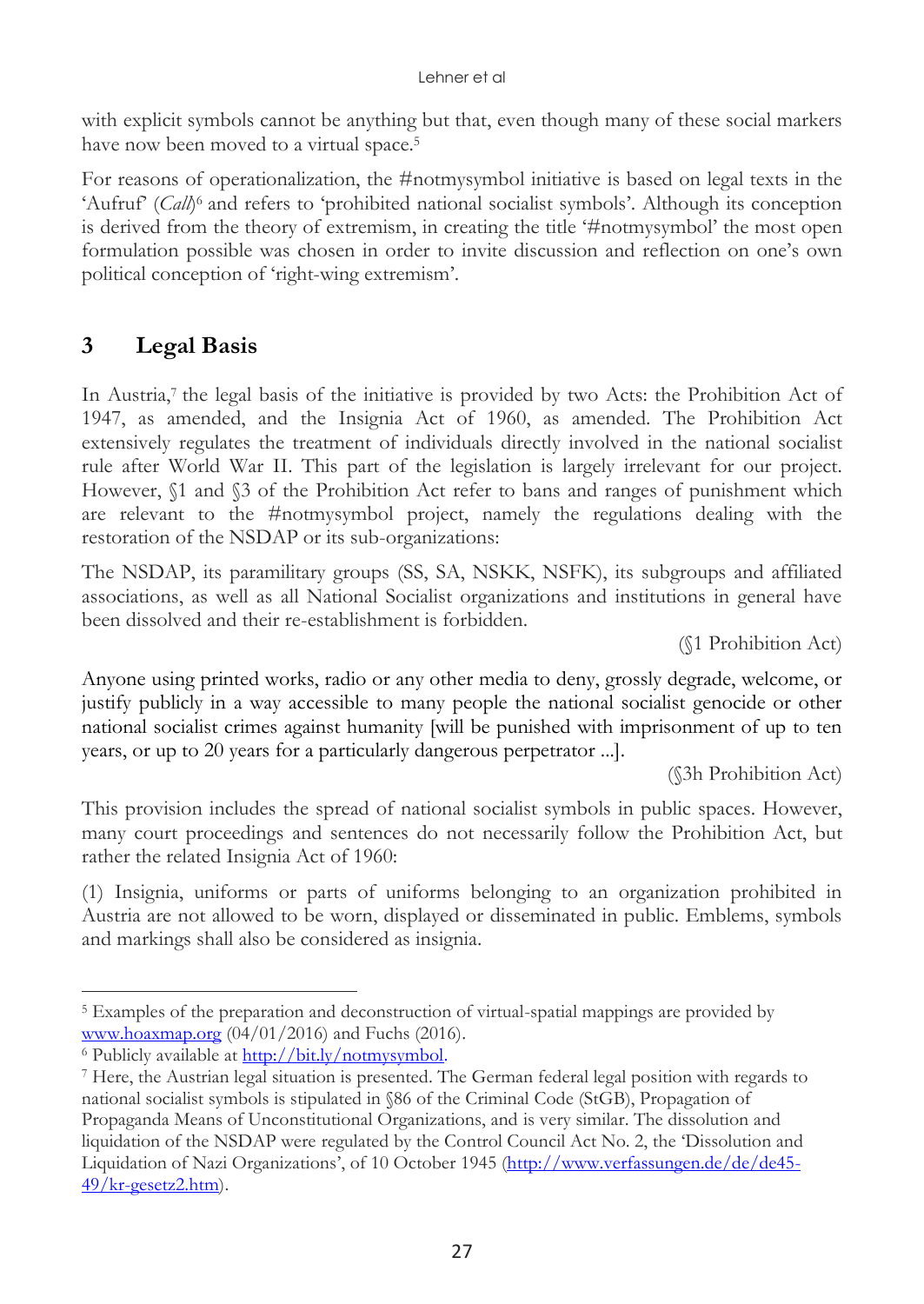with explicit symbols cannot be anything but that, even though many of these social markers have now been moved to a virtual space.[5]

For reasons of operationalization, the #notmysymbol initiative is based on legal texts in the 'Aufruf' (*Call*)[6] and refers to 'prohibited national socialist symbols'. Although its conception is derived from the theory of extremism, in creating the title '#notmysymbol' the most open formulation possible was chosen in order to invite discussion and reflection on one's own political conception of 'right-wing extremism'.

## 3 Legal Basis

In Austria,[7] the legal basis of the initiative is provided by two Acts: the Prohibition Act of 1947, as amended, and the Insignia Act of 1960, as amended. The Prohibition Act extensively regulates the treatment of individuals directly involved in the national socialist rule after World War II. This part of the legislation is largely irrelevant for our project. However, §1 and §3 of the Prohibition Act refer to bans and ranges of punishment which are relevant to the #notmysymbol project, namely the regulations dealing with the restoration of the NSDAP or its sub-organizations:

The NSDAP, its paramilitary groups (SS, SA, NSKK, NSFK), its subgroups and affiliated associations, as well as all National Socialist organizations and institutions in general have been dissolved and their re-establishment is forbidden.

(§1 Prohibition Act)

Anyone using printed works, radio or any other media to deny, grossly degrade, welcome, or justify publicly in a way accessible to many people the national socialist genocide or other national socialist crimes against humanity [will be punished with imprisonment of up to ten years, or up to 20 years for a particularly dangerous perpetrator ...].

(§3h Prohibition Act)

This provision includes the spread of national socialist symbols in public spaces. However, many court proceedings and sentences do not necessarily follow the Prohibition Act, but rather the related Insignia Act of 1960:

(1) Insignia, uniforms or parts of uniforms belonging to an organization prohibited in Austria are not allowed to be worn, displayed or disseminated in public. Emblems, symbols and markings shall also be considered as insignia.

---

[5] Examples of the preparation and deconstruction of virtual-spatial mappings are provided by www.hoaxmap.org (04/01/2016) and Fuchs (2016).

[6] Publicly available at http://bit.ly/notmysymbol.

[7] Here, the Austrian legal situation is presented. The German federal legal position with regards to national socialist symbols is stipulated in §86 of the Criminal Code (StGB), Propagation of Propaganda Means of Unconstitutional Organizations, and is very similar. The dissolution and liquidation of the NSDAP were regulated by the Control Council Act No. 2, the 'Dissolution and Liquidation of Nazi Organizations', of 10 October 1945 (http://www.verfassungen.de/de/de45-49/kr-gesetz2.htm).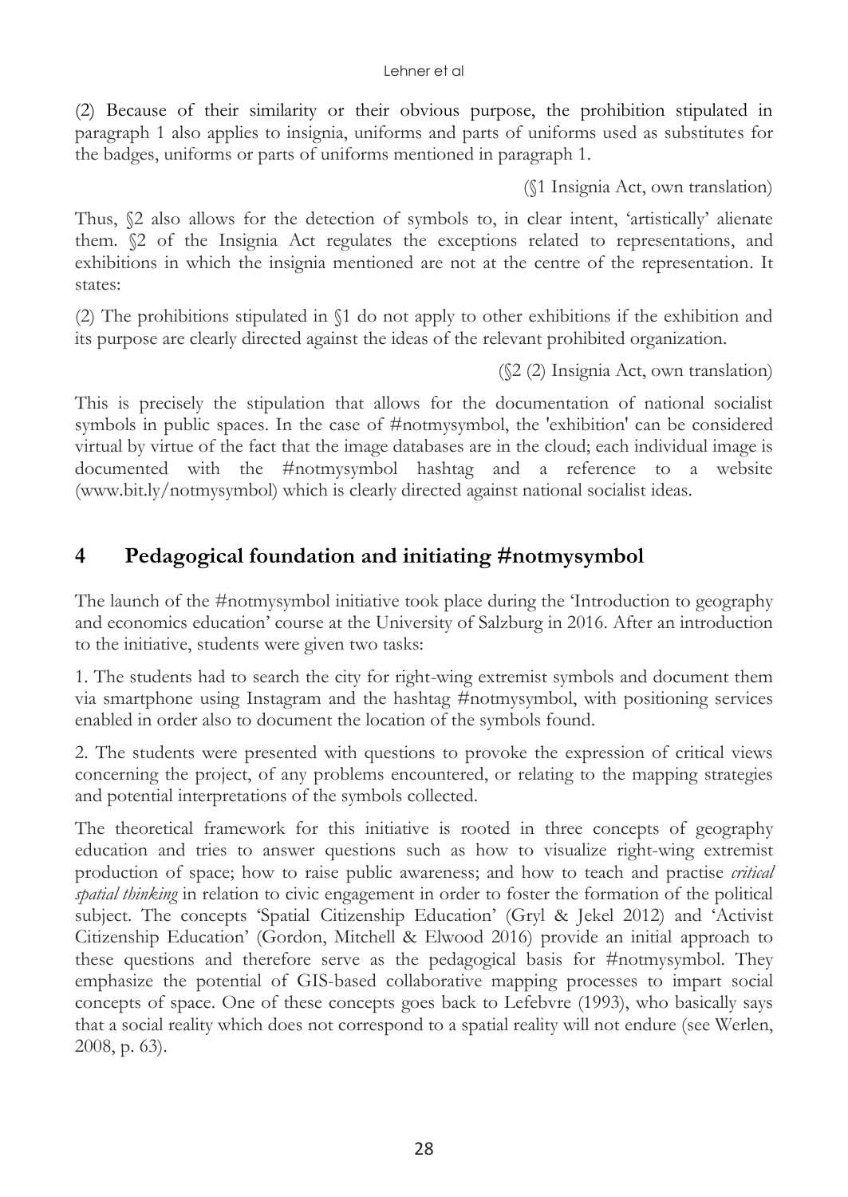(2) Because of their similarity or their obvious purpose, the prohibition stipulated in paragraph 1 also applies to insignia, uniforms and parts of uniforms used as substitutes for the badges, uniforms or parts of uniforms mentioned in paragraph 1.

(§1 Insignia Act, own translation)

Thus, §2 also allows for the detection of symbols to, in clear intent, 'artistically' alienate them. §2 of the Insignia Act regulates the exceptions related to representations, and exhibitions in which the insignia mentioned are not at the centre of the representation. It states:

(2) The prohibitions stipulated in §1 do not apply to other exhibitions if the exhibition and its purpose are clearly directed against the ideas of the relevant prohibited organization.

(§2 (2) Insignia Act, own translation)

This is precisely the stipulation that allows for the documentation of national socialist symbols in public spaces. In the case of #notmysymbol, the 'exhibition' can be considered virtual by virtue of the fact that the image databases are in the cloud; each individual image is documented with the #notmysymbol hashtag and a reference to a website (www.bit.ly/notmysymbol) which is clearly directed against national socialist ideas.

## 4 Pedagogical foundation and initiating #notmysymbol

The launch of the #notmysymbol initiative took place during the 'Introduction to geography and economics education' course at the University of Salzburg in 2016. After an introduction to the initiative, students were given two tasks:

1. The students had to search the city for right-wing extremist symbols and document them via smartphone using Instagram and the hashtag #notmysymbol, with positioning services enabled in order also to document the location of the symbols found.

2. The students were presented with questions to provoke the expression of critical views concerning the project, of any problems encountered, or relating to the mapping strategies and potential interpretations of the symbols collected.

The theoretical framework for this initiative is rooted in three concepts of geography education and tries to answer questions such as how to visualize right-wing extremist production of space; how to raise public awareness; and how to teach and practise *critical spatial thinking* in relation to civic engagement in order to foster the formation of the political subject. The concepts 'Spatial Citizenship Education' (Gryl & Jekel 2012) and 'Activist Citizenship Education' (Gordon, Mitchell & Elwood 2016) provide an initial approach to these questions and therefore serve as the pedagogical basis for #notmysymbol. They emphasize the potential of GIS-based collaborative mapping processes to impart social concepts of space. One of these concepts goes back to Lefebvre (1993), who basically says that a social reality which does not correspond to a spatial reality will not endure (see Werlen, 2008, p. 63).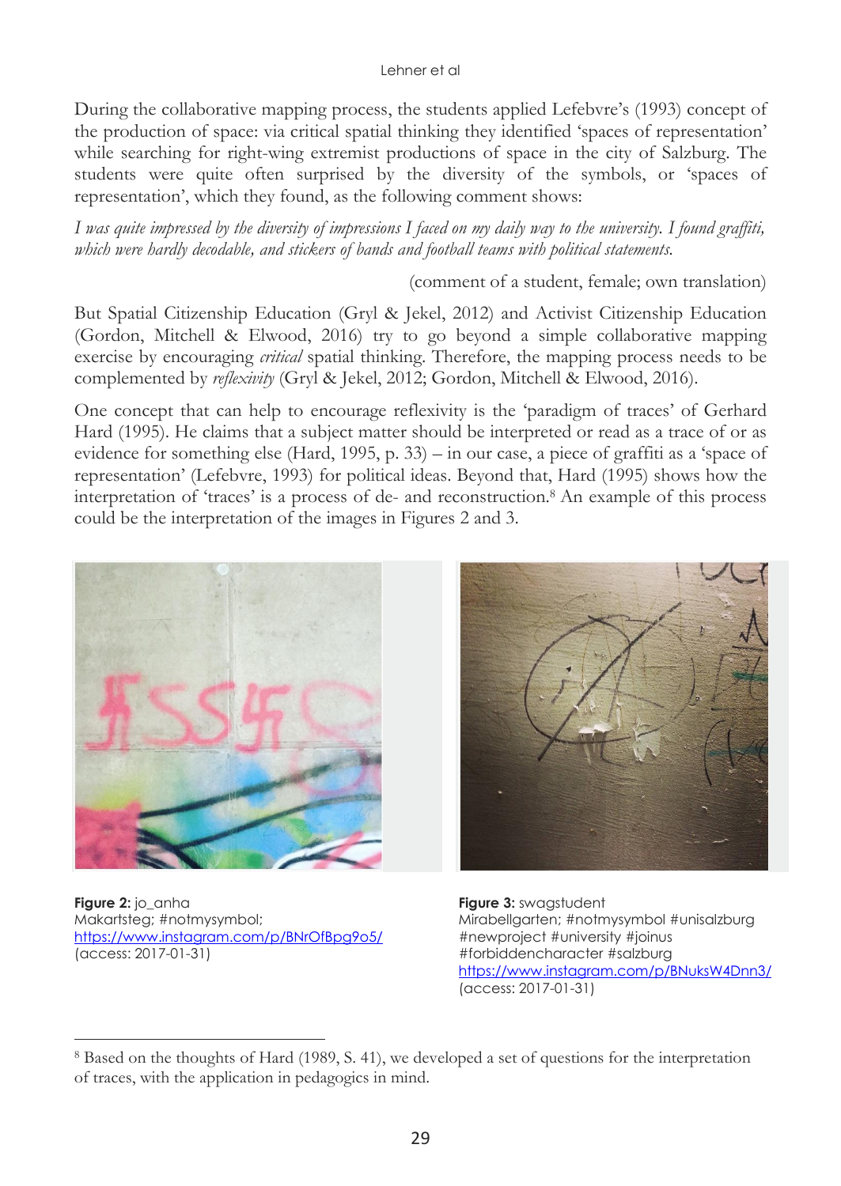During the collaborative mapping process, the students applied Lefebvre's (1993) concept of the production of space: via critical spatial thinking they identified 'spaces of representation' while searching for right-wing extremist productions of space in the city of Salzburg. The students were quite often surprised by the diversity of the symbols, or 'spaces of representation', which they found, as the following comment shows:

*I was quite impressed by the diversity of impressions I faced on my daily way to the university. I found graffiti, which were hardly decodable, and stickers of bands and football teams with political statements.*

(comment of a student, female; own translation)

But Spatial Citizenship Education (Gryl & Jekel, 2012) and Activist Citizenship Education (Gordon, Mitchell & Elwood, 2016) try to go beyond a simple collaborative mapping exercise by encouraging *critical* spatial thinking. Therefore, the mapping process needs to be complemented by *reflexivity* (Gryl & Jekel, 2012; Gordon, Mitchell & Elwood, 2016).

One concept that can help to encourage reflexivity is the 'paradigm of traces' of Gerhard Hard (1995). He claims that a subject matter should be interpreted or read as a trace of or as evidence for something else (Hard, 1995, p. 33) – in our case, a piece of graffiti as a 'space of representation' (Lefebvre, 1993) for political ideas. Beyond that, Hard (1995) shows how the interpretation of 'traces' is a process of de- and reconstruction.[8] An example of this process could be the interpretation of the images in Figures 2 and 3.

**Figure 2:** jo_anha
Makartsteg; #notmysymbol;
https://www.instagram.com/p/BNrOfBpg9o5/
(access: 2017-01-31)

**Figure 3:** swagstudent
Mirabellgarten; #notmysymbol #unisalzburg #newproject #university #joinus #forbiddencharacter #salzburg
https://www.instagram.com/p/BNuksW4Dnn3/
(access: 2017-01-31)

[8] Based on the thoughts of Hard (1989, S. 41), we developed a set of questions for the interpretation of traces, with the application in pedagogics in mind.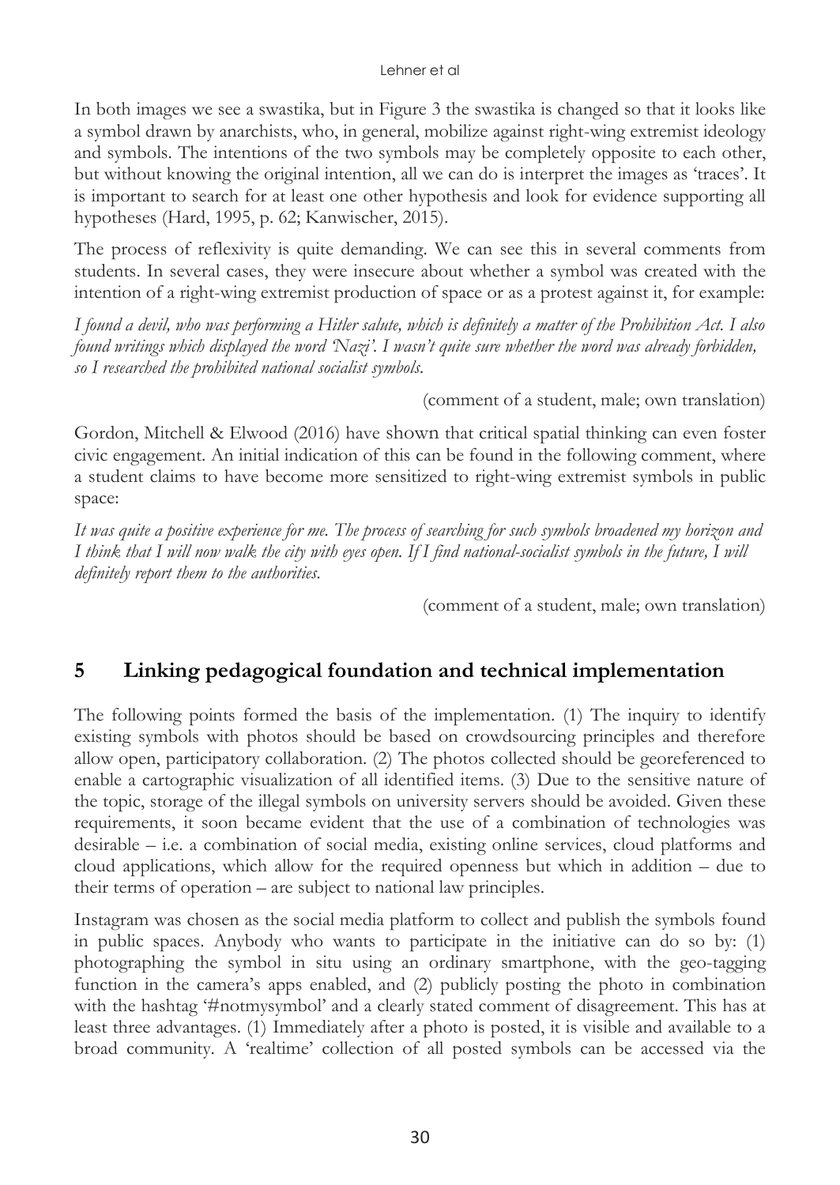In both images we see a swastika, but in Figure 3 the swastika is changed so that it looks like a symbol drawn by anarchists, who, in general, mobilize against right-wing extremist ideology and symbols. The intentions of the two symbols may be completely opposite to each other, but without knowing the original intention, all we can do is interpret the images as 'traces'. It is important to search for at least one other hypothesis and look for evidence supporting all hypotheses (Hard, 1995, p. 62; Kanwischer, 2015).

The process of reflexivity is quite demanding. We can see this in several comments from students. In several cases, they were insecure about whether a symbol was created with the intention of a right-wing extremist production of space or as a protest against it, for example:

*I found a devil, who was performing a Hitler salute, which is definitely a matter of the Prohibition Act. I also found writings which displayed the word 'Nazi'. I wasn't quite sure whether the word was already forbidden, so I researched the prohibited national socialist symbols.*

(comment of a student, male; own translation)

Gordon, Mitchell & Elwood (2016) have shown that critical spatial thinking can even foster civic engagement. An initial indication of this can be found in the following comment, where a student claims to have become more sensitized to right-wing extremist symbols in public space:

*It was quite a positive experience for me. The process of searching for such symbols broadened my horizon and I think that I will now walk the city with eyes open. If I find national-socialist symbols in the future, I will definitely report them to the authorities.*

(comment of a student, male; own translation)

## 5 Linking pedagogical foundation and technical implementation

The following points formed the basis of the implementation. (1) The inquiry to identify existing symbols with photos should be based on crowdsourcing principles and therefore allow open, participatory collaboration. (2) The photos collected should be georeferenced to enable a cartographic visualization of all identified items. (3) Due to the sensitive nature of the topic, storage of the illegal symbols on university servers should be avoided. Given these requirements, it soon became evident that the use of a combination of technologies was desirable – i.e. a combination of social media, existing online services, cloud platforms and cloud applications, which allow for the required openness but which in addition – due to their terms of operation – are subject to national law principles.

Instagram was chosen as the social media platform to collect and publish the symbols found in public spaces. Anybody who wants to participate in the initiative can do so by: (1) photographing the symbol in situ using an ordinary smartphone, with the geo-tagging function in the camera's apps enabled, and (2) publicly posting the photo in combination with the hashtag '#notmysymbol' and a clearly stated comment of disagreement. This has at least three advantages. (1) Immediately after a photo is posted, it is visible and available to a broad community. A 'realtime' collection of all posted symbols can be accessed via the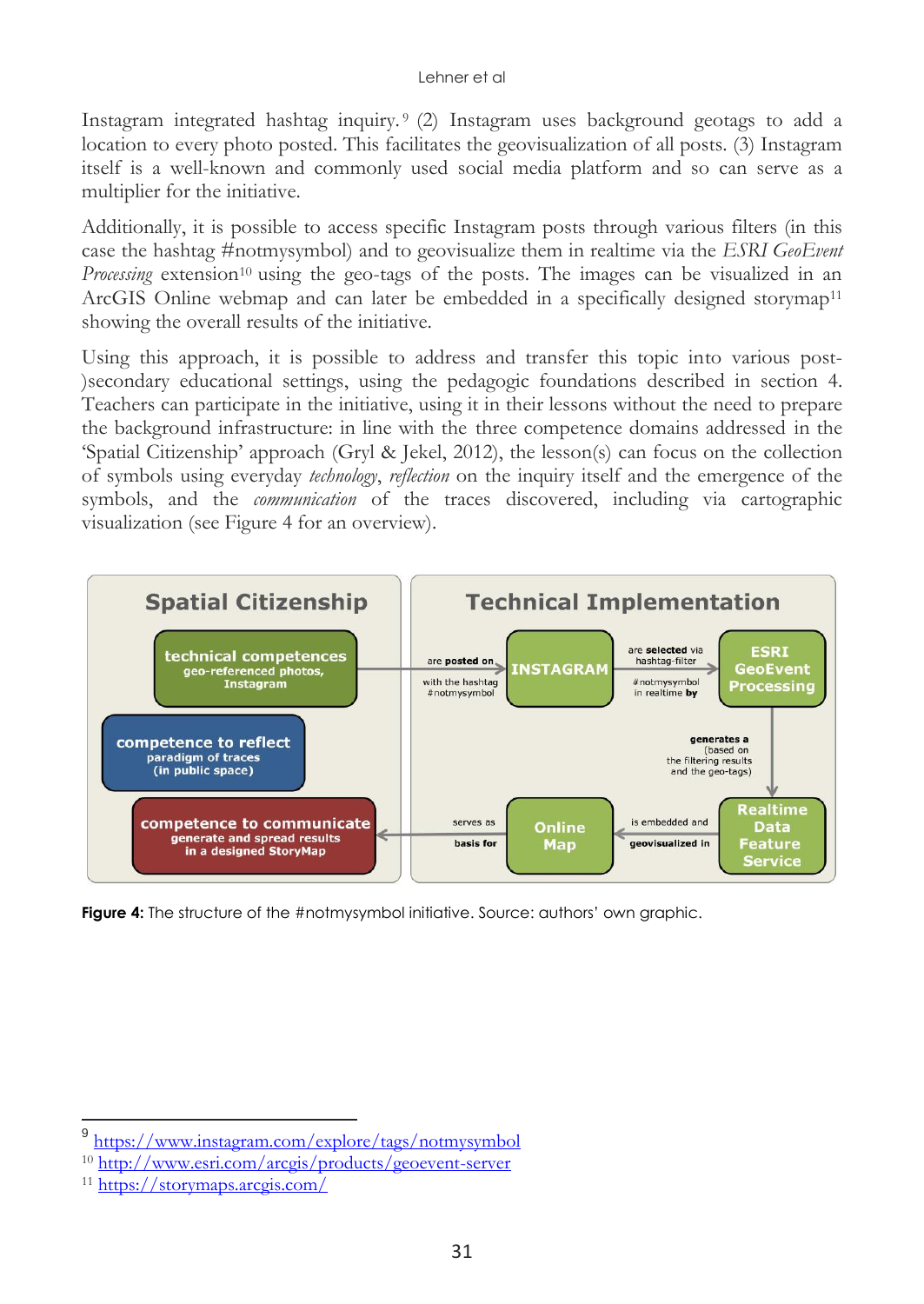Instagram integrated hashtag inquiry.[9] (2) Instagram uses background geotags to add a location to every photo posted. This facilitates the geovisualization of all posts. (3) Instagram itself is a well-known and commonly used social media platform and so can serve as a multiplier for the initiative.

Additionally, it is possible to access specific Instagram posts through various filters (in this case the hashtag #notmysymbol) and to geovisualize them in realtime via the *ESRI GeoEvent Processing* extension[10] using the geo-tags of the posts. The images can be visualized in an ArcGIS Online webmap and can later be embedded in a specifically designed storymap[11] showing the overall results of the initiative.

Using this approach, it is possible to address and transfer this topic into various post-)secondary educational settings, using the pedagogic foundations described in section 4. Teachers can participate in the initiative, using it in their lessons without the need to prepare the background infrastructure: in line with the three competence domains addressed in the 'Spatial Citizenship' approach (Gryl & Jekel, 2012), the lesson(s) can focus on the collection of symbols using everyday *technology*, *reflection* on the inquiry itself and the emergence of the symbols, and the *communication* of the traces discovered, including via cartographic visualization (see Figure 4 for an overview).

**Figure 4:** The structure of the #notmysymbol initiative. Source: authors' own graphic.

---

[9] https://www.instagram.com/explore/tags/notmysymbol

[10] http://www.esri.com/arcgis/products/geoevent-server

[11] https://storymaps.arcgis.com/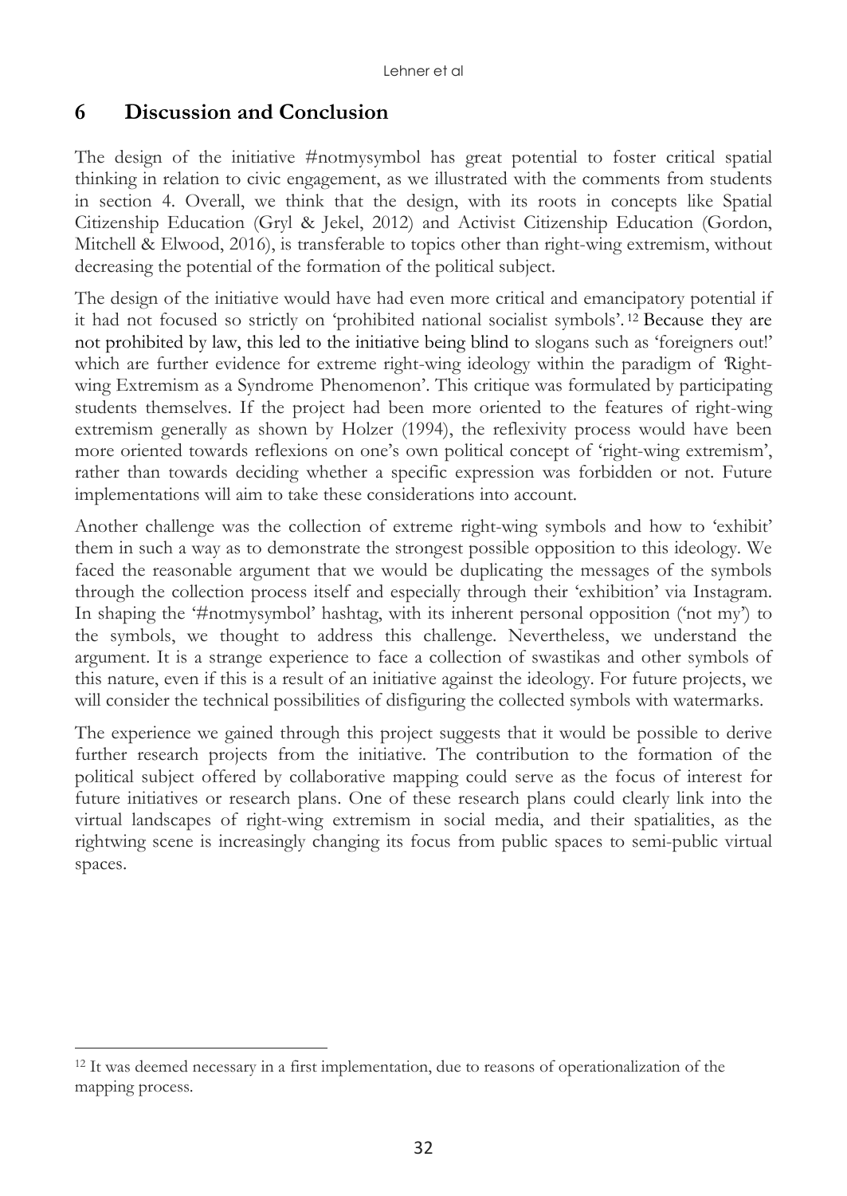## 6 Discussion and Conclusion

The design of the initiative #notmysymbol has great potential to foster critical spatial thinking in relation to civic engagement, as we illustrated with the comments from students in section 4. Overall, we think that the design, with its roots in concepts like Spatial Citizenship Education (Gryl & Jekel, 2012) and Activist Citizenship Education (Gordon, Mitchell & Elwood, 2016), is transferable to topics other than right-wing extremism, without decreasing the potential of the formation of the political subject.

The design of the initiative would have had even more critical and emancipatory potential if it had not focused so strictly on 'prohibited national socialist symbols'.[12] Because they are not prohibited by law, this led to the initiative being blind to slogans such as 'foreigners out!' which are further evidence for extreme right-wing ideology within the paradigm of 'Right-wing Extremism as a Syndrome Phenomenon'. This critique was formulated by participating students themselves. If the project had been more oriented to the features of right-wing extremism generally as shown by Holzer (1994), the reflexivity process would have been more oriented towards reflexions on one's own political concept of 'right-wing extremism', rather than towards deciding whether a specific expression was forbidden or not. Future implementations will aim to take these considerations into account.

Another challenge was the collection of extreme right-wing symbols and how to 'exhibit' them in such a way as to demonstrate the strongest possible opposition to this ideology. We faced the reasonable argument that we would be duplicating the messages of the symbols through the collection process itself and especially through their 'exhibition' via Instagram. In shaping the '#notmysymbol' hashtag, with its inherent personal opposition ('not my') to the symbols, we thought to address this challenge. Nevertheless, we understand the argument. It is a strange experience to face a collection of swastikas and other symbols of this nature, even if this is a result of an initiative against the ideology. For future projects, we will consider the technical possibilities of disfiguring the collected symbols with watermarks.

The experience we gained through this project suggests that it would be possible to derive further research projects from the initiative. The contribution to the formation of the political subject offered by collaborative mapping could serve as the focus of interest for future initiatives or research plans. One of these research plans could clearly link into the virtual landscapes of right-wing extremism in social media, and their spatialities, as the rightwing scene is increasingly changing its focus from public spaces to semi-public virtual spaces.

[12] It was deemed necessary in a first implementation, due to reasons of operationalization of the mapping process.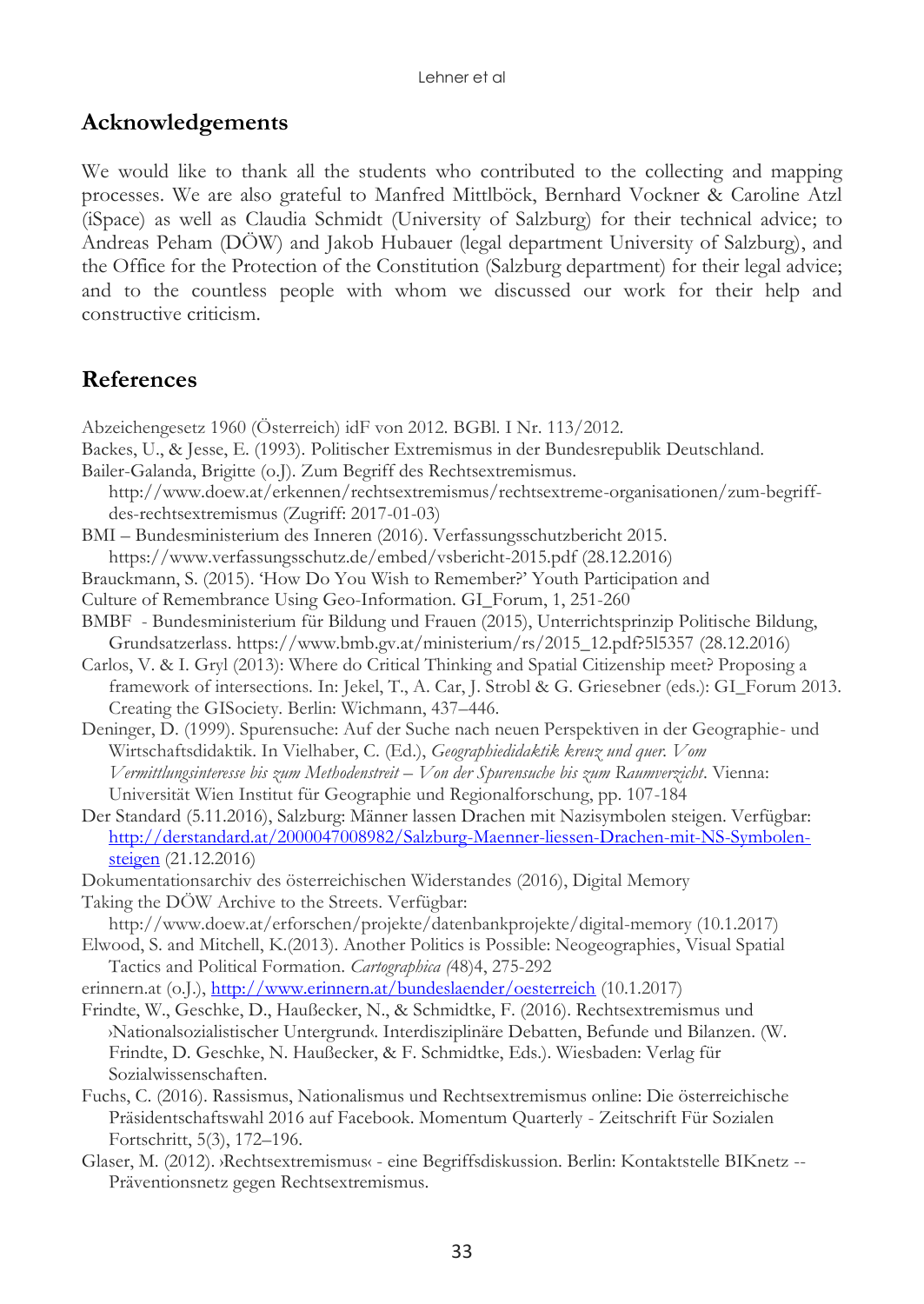## Acknowledgements

We would like to thank all the students who contributed to the collecting and mapping processes. We are also grateful to Manfred Mittlböck, Bernhard Vockner & Caroline Atzl (iSpace) as well as Claudia Schmidt (University of Salzburg) for their technical advice; to Andreas Peham (DÖW) and Jakob Hubauer (legal department University of Salzburg), and the Office for the Protection of the Constitution (Salzburg department) for their legal advice; and to the countless people with whom we discussed our work for their help and constructive criticism.

## References

Abzeichengesetz 1960 (Österreich) idF von 2012. BGBl. I Nr. 113/2012.

Backes, U., & Jesse, E. (1993). Politischer Extremismus in der Bundesrepublik Deutschland.

Bailer-Galanda, Brigitte (o.J). Zum Begriff des Rechtsextremismus. http://www.doew.at/erkennen/rechtsextremismus/rechtsextreme-organisationen/zum-begriff-des-rechtsextremismus (Zugriff: 2017-01-03)

BMI – Bundesministerium des Inneren (2016). Verfassungsschutzbericht 2015. https://www.verfassungsschutz.de/embed/vsbericht-2015.pdf (28.12.2016)

Brauckmann, S. (2015). 'How Do You Wish to Remember?' Youth Participation and Culture of Remembrance Using Geo-Information. GI_Forum, 1, 251-260

BMBF - Bundesministerium für Bildung und Frauen (2015), Unterrichtsprinzip Politische Bildung, Grundsatzerlass. https://www.bmb.gv.at/ministerium/rs/2015_12.pdf?5l5357 (28.12.2016)

Carlos, V. & I. Gryl (2013): Where do Critical Thinking and Spatial Citizenship meet? Proposing a framework of intersections. In: Jekel, T., A. Car, J. Strobl & G. Griesebner (eds.): GI_Forum 2013. Creating the GISociety. Berlin: Wichmann, 437–446.

Deninger, D. (1999). Spurensuche: Auf der Suche nach neuen Perspektiven in der Geographie- und Wirtschaftsdidaktik. In Vielhaber, C. (Ed.), *Geographiedidaktik kreuz und quer. Vom Vermittlungsinteresse bis zum Methodenstreit – Von der Spurensuche bis zum Raumverzicht*. Vienna: Universität Wien Institut für Geographie und Regionalforschung, pp. 107-184

Der Standard (5.11.2016), Salzburg: Männer lassen Drachen mit Nazisymbolen steigen. Verfügbar: http://derstandard.at/2000047008982/Salzburg-Maenner-liessen-Drachen-mit-NS-Symbolen-steigen (21.12.2016)

Dokumentationsarchiv des österreichischen Widerstandes (2016), Digital Memory Taking the DÖW Archive to the Streets. Verfügbar: http://www.doew.at/erforschen/projekte/datenbankprojekte/digital-memory (10.1.2017)

Elwood, S. and Mitchell, K.(2013). Another Politics is Possible: Neogeographies, Visual Spatial Tactics and Political Formation. *Cartographica (*48)4, 275-292

erinnern.at (o.J.), http://www.erinnern.at/bundeslaender/oesterreich (10.1.2017)

Frindte, W., Geschke, D., Haußecker, N., & Schmidtke, F. (2016). Rechtsextremismus und ›Nationalsozialistischer Untergrund‹. Interdisziplinäre Debatten, Befunde und Bilanzen. (W. Frindte, D. Geschke, N. Haußecker, & F. Schmidtke, Eds.). Wiesbaden: Verlag für Sozialwissenschaften.

Fuchs, C. (2016). Rassismus, Nationalismus und Rechtsextremismus online: Die österreichische Präsidentschaftswahl 2016 auf Facebook. Momentum Quarterly - Zeitschrift Für Sozialen Fortschritt, 5(3), 172–196.

Glaser, M. (2012). ›Rechtsextremismus‹ - eine Begriffsdiskussion. Berlin: Kontaktstelle BIKnetz -- Präventionsnetz gegen Rechtsextremismus.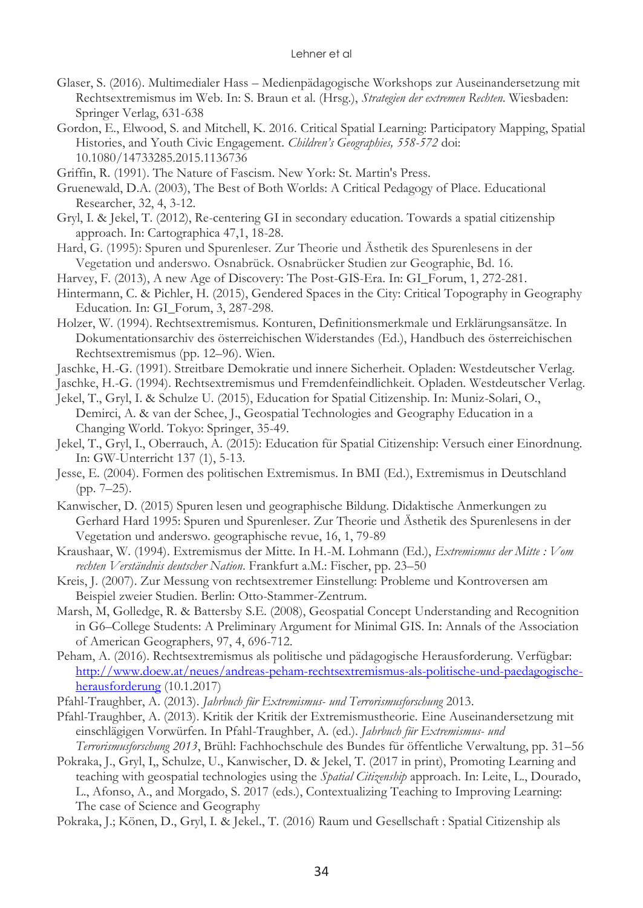Glaser, S. (2016). Multimedialer Hass – Medienpädagogische Workshops zur Auseinandersetzung mit Rechtsextremismus im Web. In: S. Braun et al. (Hrsg.), *Strategien der extremen Rechten*. Wiesbaden: Springer Verlag, 631-638

Gordon, E., Elwood, S. and Mitchell, K. 2016. Critical Spatial Learning: Participatory Mapping, Spatial Histories, and Youth Civic Engagement. *Children's Geographies, 558-572* doi: 10.1080/14733285.2015.1136736

Griffin, R. (1991). The Nature of Fascism. New York: St. Martin's Press.

Gruenewald, D.A. (2003), The Best of Both Worlds: A Critical Pedagogy of Place. Educational Researcher, 32, 4, 3-12.

Gryl, I. & Jekel, T. (2012), Re-centering GI in secondary education. Towards a spatial citizenship approach. In: Cartographica 47,1, 18-28.

Hard, G. (1995): Spuren und Spurenleser. Zur Theorie und Ästhetik des Spurenlesens in der Vegetation und anderswo. Osnabrück. Osnabrücker Studien zur Geographie, Bd. 16.

Harvey, F. (2013), A new Age of Discovery: The Post-GIS-Era. In: GI_Forum, 1, 272-281.

Hintermann, C. & Pichler, H. (2015), Gendered Spaces in the City: Critical Topography in Geography Education. In: GI_Forum, 3, 287-298.

Holzer, W. (1994). Rechtsextremismus. Konturen, Definitionsmerkmale und Erklärungsansätze. In Dokumentationsarchiv des österreichischen Widerstandes (Ed.), Handbuch des österreichischen Rechtsextremismus (pp. 12–96). Wien.

Jaschke, H.-G. (1991). Streitbare Demokratie und innere Sicherheit. Opladen: Westdeutscher Verlag.

Jaschke, H.-G. (1994). Rechtsextremismus und Fremdenfeindlichkeit. Opladen. Westdeutscher Verlag.

Jekel, T., Gryl, I. & Schulze U. (2015), Education for Spatial Citizenship. In: Muniz-Solari, O., Demirci, A. & van der Schee, J., Geospatial Technologies and Geography Education in a Changing World. Tokyo: Springer, 35-49.

Jekel, T., Gryl, I., Oberrauch, A. (2015): Education für Spatial Citizenship: Versuch einer Einordnung. In: GW-Unterricht 137 (1), 5-13.

Jesse, E. (2004). Formen des politischen Extremismus. In BMI (Ed.), Extremismus in Deutschland (pp. 7–25).

Kanwischer, D. (2015) Spuren lesen und geographische Bildung. Didaktische Anmerkungen zu Gerhard Hard 1995: Spuren und Spurenleser. Zur Theorie und Ästhetik des Spurenlesens in der Vegetation und anderswo. geographische revue, 16, 1, 79-89

Kraushaar, W. (1994). Extremismus der Mitte. In H.-M. Lohmann (Ed.), *Extremismus der Mitte : Vom rechten Verständnis deutscher Nation*. Frankfurt a.M.: Fischer, pp. 23–50

Kreis, J. (2007). Zur Messung von rechtsextremer Einstellung: Probleme und Kontroversen am Beispiel zweier Studien. Berlin: Otto-Stammer-Zentrum.

Marsh, M, Golledge, R. & Battersby S.E. (2008), Geospatial Concept Understanding and Recognition in G6–College Students: A Preliminary Argument for Minimal GIS. In: Annals of the Association of American Geographers, 97, 4, 696-712.

Peham, A. (2016). Rechtsextremismus als politische und pädagogische Herausforderung. Verfügbar: http://www.doew.at/neues/andreas-peham-rechtsextremismus-als-politische-und-paedagogische-herausforderung (10.1.2017)

Pfahl-Traughber, A. (2013). *Jahrbuch für Extremismus- und Terrorismusforschung* 2013.

Pfahl-Traughber, A. (2013). Kritik der Kritik der Extremismustheorie. Eine Auseinandersetzung mit einschlägigen Vorwürfen. In Pfahl-Traughber, A. (ed.). *Jahrbuch für Extremismus- und Terrorismusforschung 2013*, Brühl: Fachhochschule des Bundes für öffentliche Verwaltung, pp. 31–56

Pokraka, J., Gryl, I,, Schulze, U., Kanwischer, D. & Jekel, T. (2017 in print), Promoting Learning and teaching with geospatial technologies using the *Spatial Citizenship* approach. In: Leite, L., Dourado, L., Afonso, A., and Morgado, S. 2017 (eds.), Contextualizing Teaching to Improving Learning: The case of Science and Geography

Pokraka, J.; Könen, D., Gryl, I. & Jekel., T. (2016) Raum und Gesellschaft : Spatial Citizenship als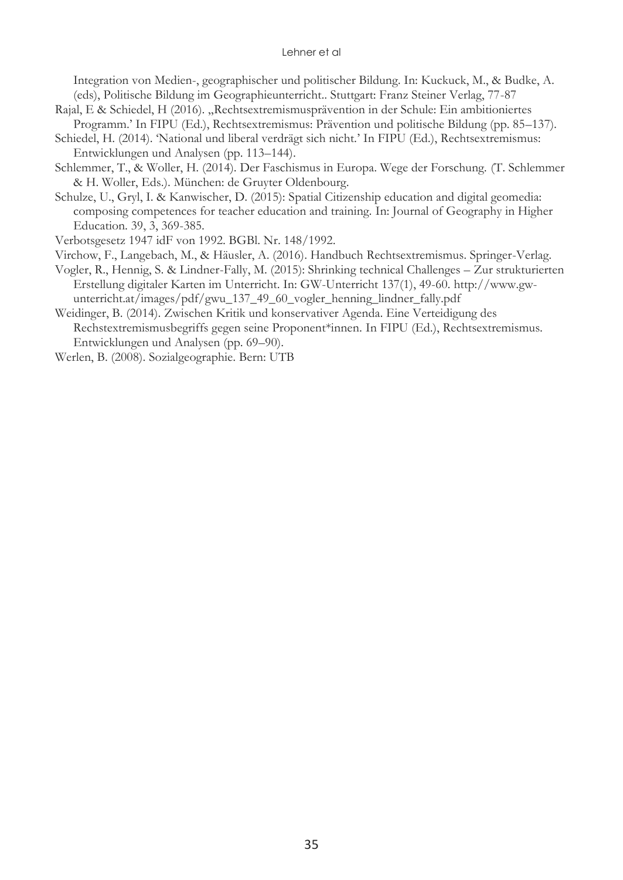Integration von Medien-, geographischer und politischer Bildung. In: Kuckuck, M., & Budke, A. (eds), Politische Bildung im Geographieunterricht.. Stuttgart: Franz Steiner Verlag, 77-87

Rajal, E & Schiedel, H (2016). „Rechtsextremismusprävention in der Schule: Ein ambitioniertes Programm.' In FIPU (Ed.), Rechtsextremismus: Prävention und politische Bildung (pp. 85–137).

Schiedel, H. (2014). 'National und liberal verdrägt sich nicht.' In FIPU (Ed.), Rechtsextremismus: Entwicklungen und Analysen (pp. 113–144).

Schlemmer, T., & Woller, H. (2014). Der Faschismus in Europa. Wege der Forschung. (T. Schlemmer & H. Woller, Eds.). München: de Gruyter Oldenbourg.

Schulze, U., Gryl, I. & Kanwischer, D. (2015): Spatial Citizenship education and digital geomedia: composing competences for teacher education and training. In: Journal of Geography in Higher Education. 39, 3, 369-385.

Verbotsgesetz 1947 idF von 1992. BGBl. Nr. 148/1992.

Virchow, F., Langebach, M., & Häusler, A. (2016). Handbuch Rechtsextremismus. Springer-Verlag.

Vogler, R., Hennig, S. & Lindner-Fally, M. (2015): Shrinking technical Challenges – Zur strukturierten Erstellung digitaler Karten im Unterricht. In: GW-Unterricht 137(1), 49-60. http://www.gw-unterricht.at/images/pdf/gwu_137_49_60_vogler_henning_lindner_fally.pdf

Weidinger, B. (2014). Zwischen Kritik und konservativer Agenda. Eine Verteidigung des Rechstextremismusbegriffs gegen seine Proponent*innen. In FIPU (Ed.), Rechtsextremismus. Entwicklungen und Analysen (pp. 69–90).

Werlen, B. (2008). Sozialgeographie. Bern: UTB